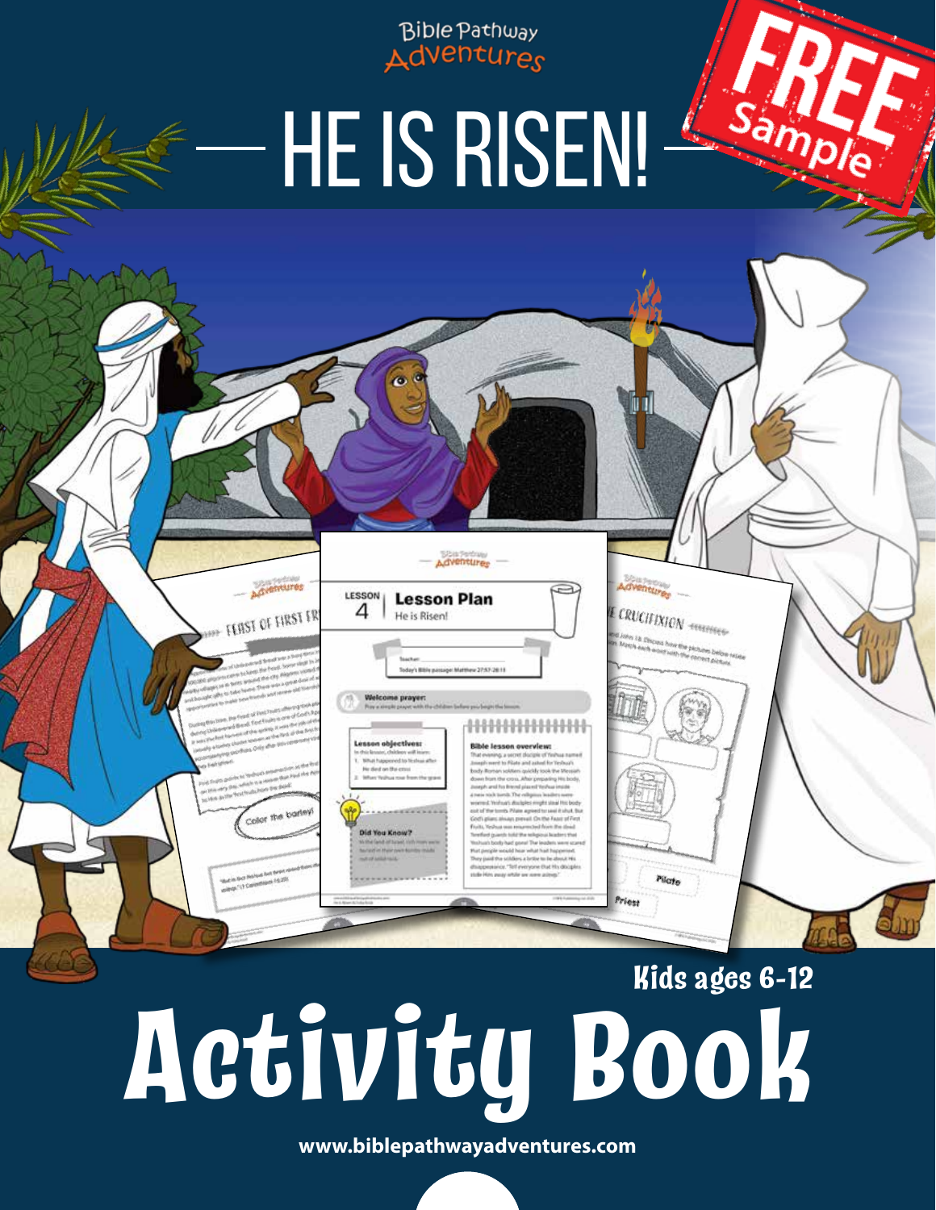Bible Pathway Adventures

FREE Sample

# HE IS RISEN!

Kids ages 6-12

# Activity Book

www.biblepathwayadventures.com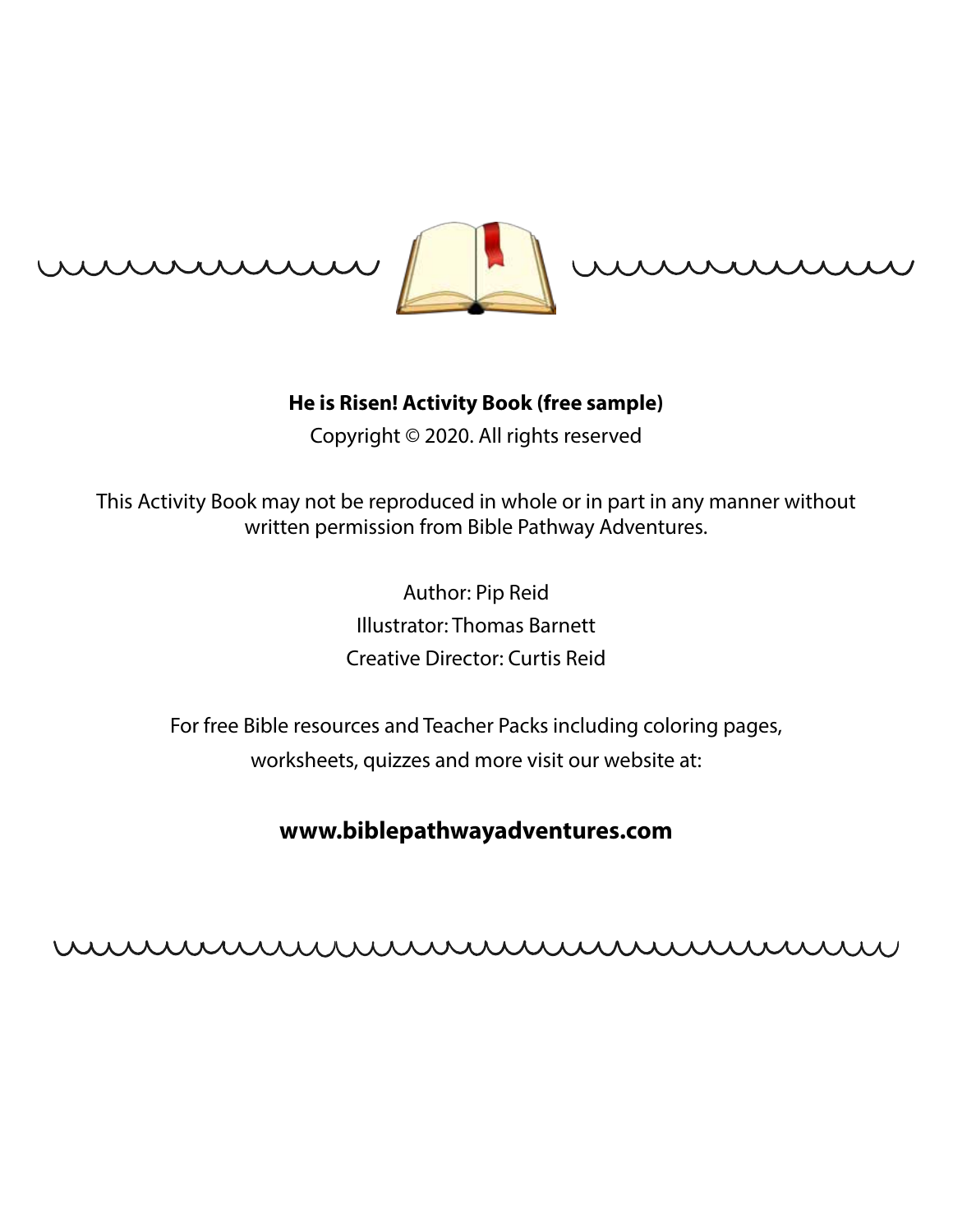**He is Risen! Activity Book (free sample)**

Copyright © 2020. All rights reserved

This Activity Book may not be reproduced in whole or in part in any manner without written permission from Bible Pathway Adventures.

Author: Pip Reid

Illustrator: Thomas Barnett

Creative Director: Curtis Reid

For free Bible resources and Teacher Packs including coloring pages, worksheets, quizzes and more visit our website at:

**www.biblepathwayadventures.com**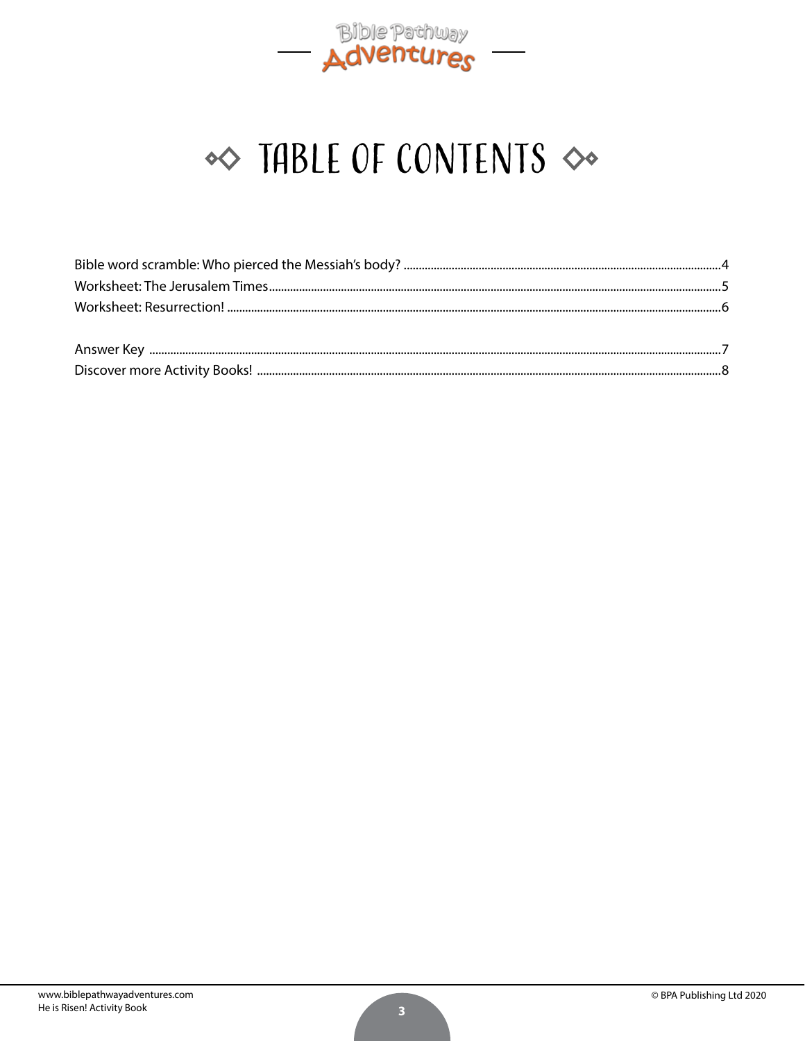# TABLE OF CONTENTS

Bible word scramble: Who pierced the Messiah's body? ....................4
Worksheet: The Jerusalem Times....................5
Worksheet: Resurrection! ....................6

Answer Key ....................7
Discover more Activity Books! ....................8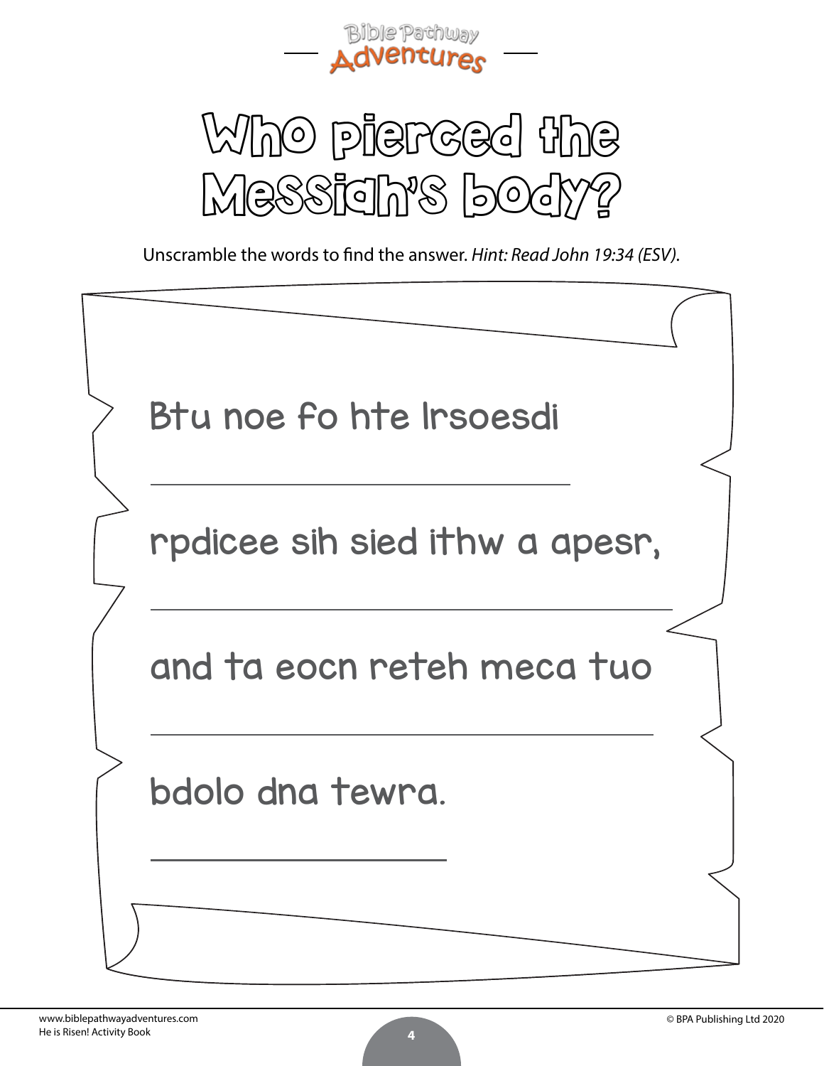# Who pierced the Messiah's body?

Unscramble the words to find the answer. *Hint: Read John 19:34 (ESV).*

Btu noe fo hte lrsoesdi

______________________________

rpdicee sih sied ithw a apesr,

______________________________

and ta eocn reteh meca tuo

______________________________

bdolo dna tewra.

______________________________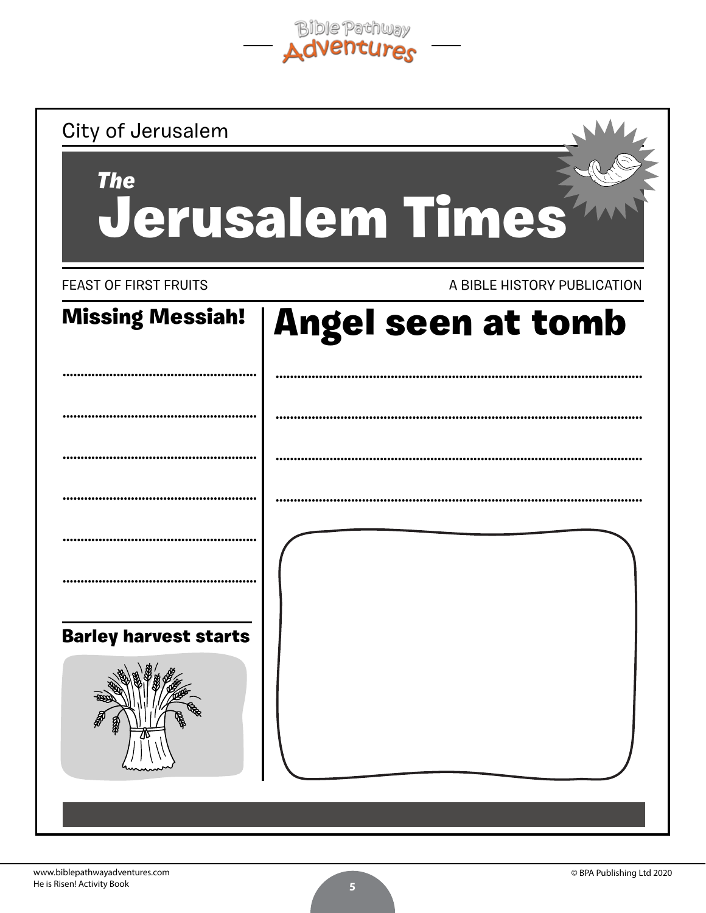City of Jerusalem

# *The* Jerusalem Times

FEAST OF FIRST FRUITS

A BIBLE HISTORY PUBLICATION

## Missing Messiah!

..................................................

..................................................

..................................................

..................................................

..................................................

..................................................

## Barley harvest starts

## Angel seen at tomb

..................................................

..................................................

..................................................

..................................................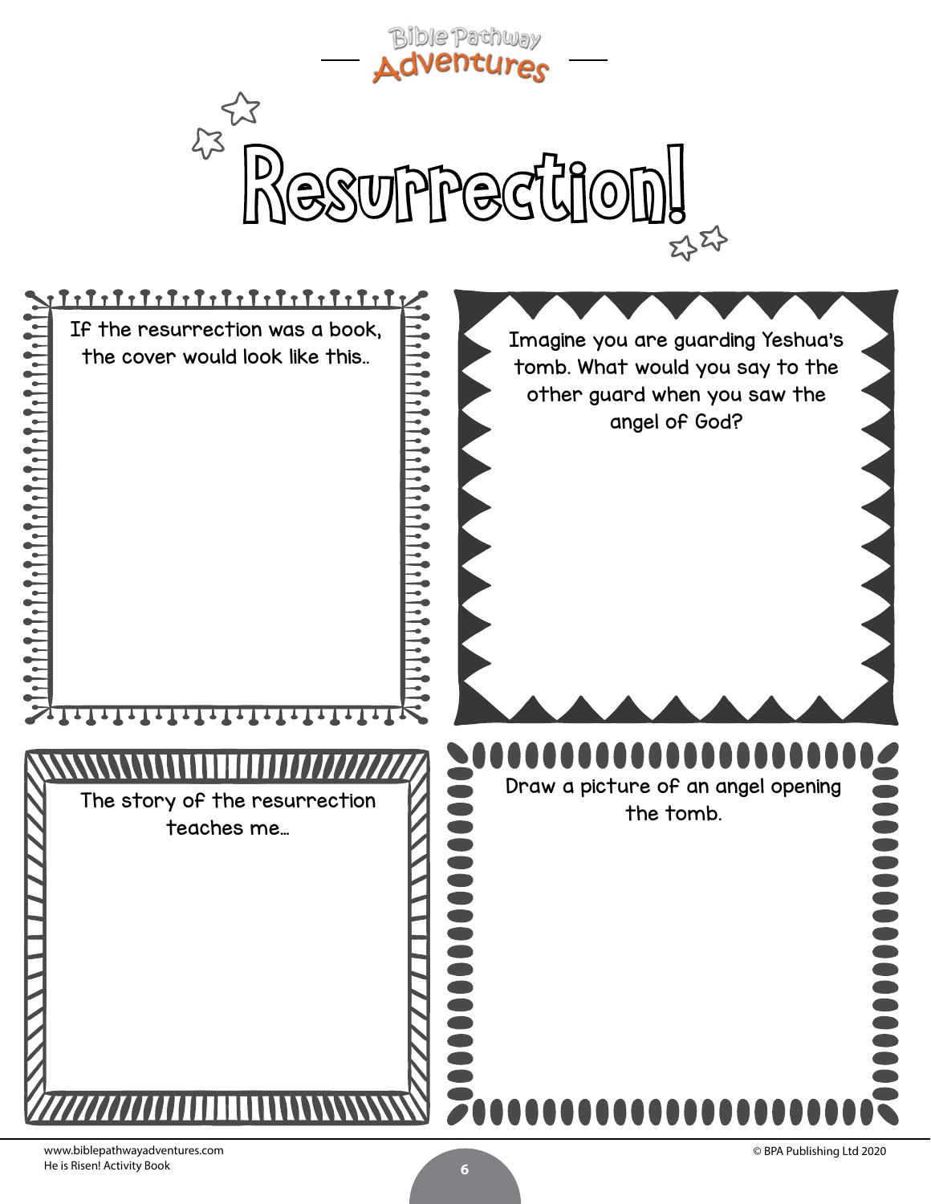# Resurrection!

If the resurrection was a book, the cover would look like this..

Imagine you are guarding Yeshua's tomb. What would you say to the other guard when you saw the angel of God?

The story of the resurrection teaches me…

Draw a picture of an angel opening the tomb.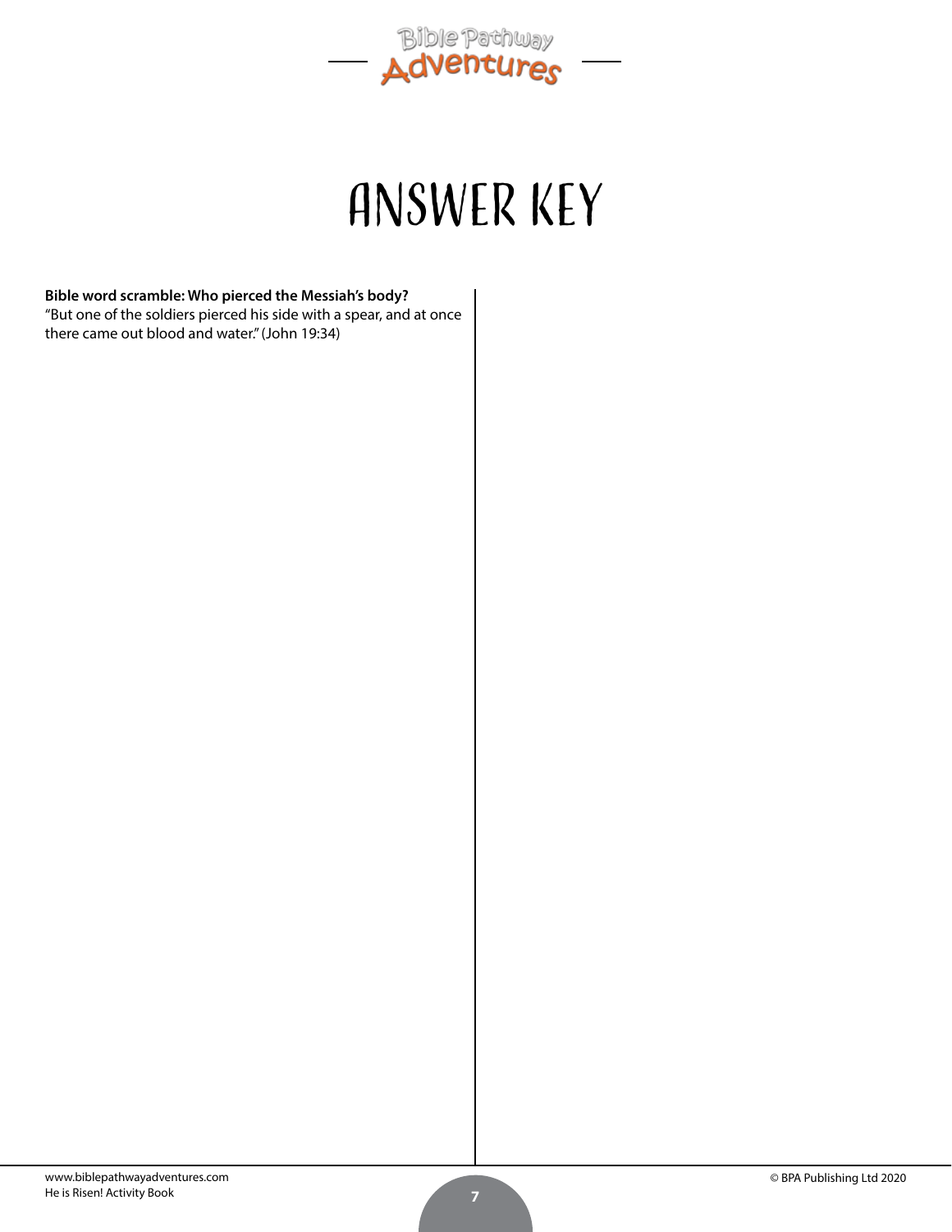# ANSWER KEY

**Bible word scramble: Who pierced the Messiah's body?**
"But one of the soldiers pierced his side with a spear, and at once there came out blood and water." (John 19:34)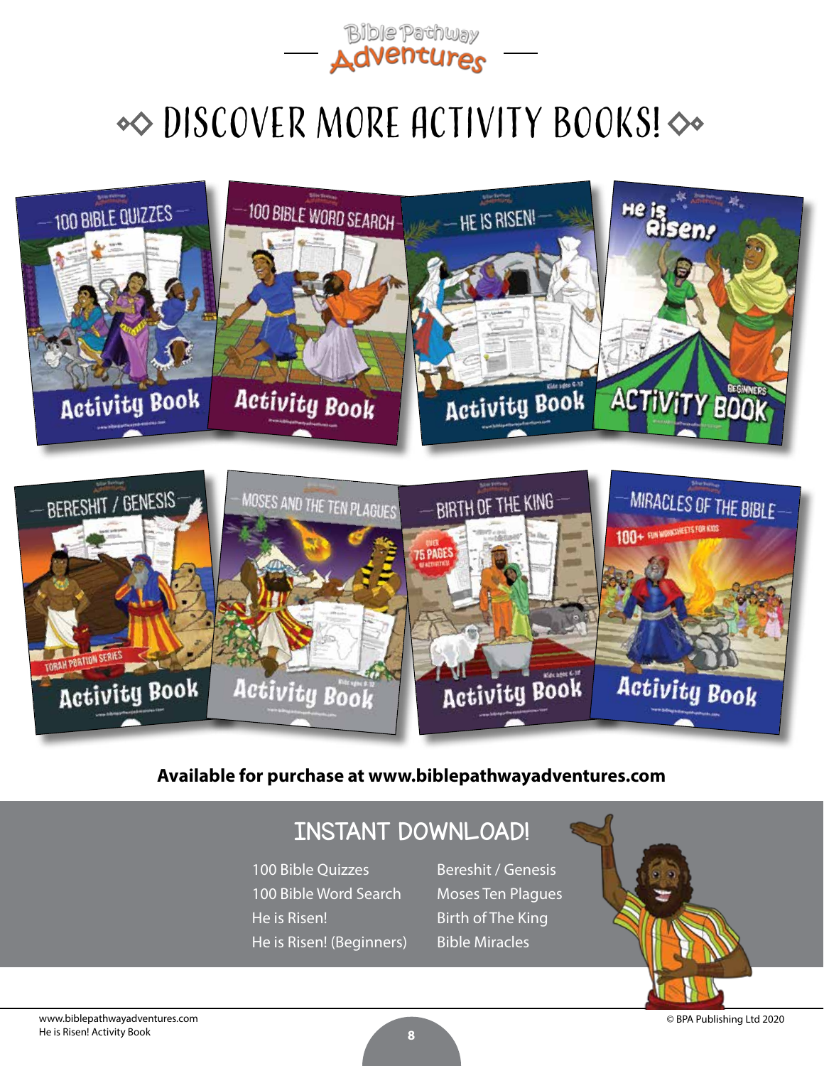# DISCOVER MORE ACTIVITY BOOKS!

**Available for purchase at www.biblepathwayadventures.com**

## INSTANT DOWNLOAD!

- 100 Bible Quizzes
- 100 Bible Word Search
- He is Risen!
- He is Risen! (Beginners)
- Bereshit / Genesis
- Moses Ten Plagues
- Birth of The King
- Bible Miracles